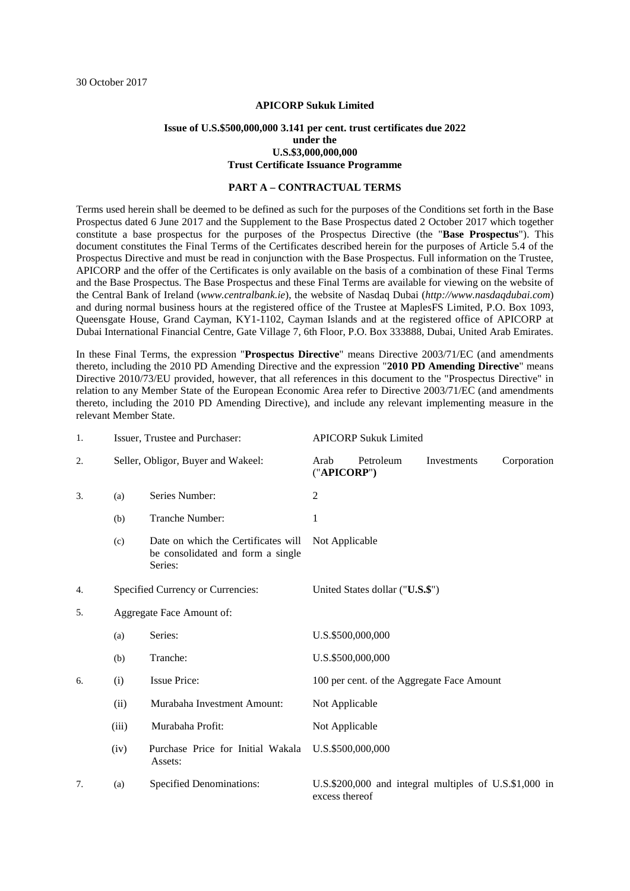30 October 2017

**APICORP Sukuk Limited**

**Issue of U.S.$500,000,000 3.141 per cent. trust certificates due 2022**
**under the**
**U.S.$3,000,000,000**
**Trust Certificate Issuance Programme**

## PART A – CONTRACTUAL TERMS

Terms used herein shall be deemed to be defined as such for the purposes of the Conditions set forth in the Base Prospectus dated 6 June 2017 and the Supplement to the Base Prospectus dated 2 October 2017 which together constitute a base prospectus for the purposes of the Prospectus Directive (the "**Base Prospectus**"). This document constitutes the Final Terms of the Certificates described herein for the purposes of Article 5.4 of the Prospectus Directive and must be read in conjunction with the Base Prospectus. Full information on the Trustee, APICORP and the offer of the Certificates is only available on the basis of a combination of these Final Terms and the Base Prospectus. The Base Prospectus and these Final Terms are available for viewing on the website of the Central Bank of Ireland (*www.centralbank.ie*), the website of Nasdaq Dubai (*http://www.nasdaqdubai.com*) and during normal business hours at the registered office of the Trustee at MaplesFS Limited, P.O. Box 1093, Queensgate House, Grand Cayman, KY1-1102, Cayman Islands and at the registered office of APICORP at Dubai International Financial Centre, Gate Village 7, 6th Floor, P.O. Box 333888, Dubai, United Arab Emirates.

In these Final Terms, the expression "**Prospectus Directive**" means Directive 2003/71/EC (and amendments thereto, including the 2010 PD Amending Directive and the expression "**2010 PD Amending Directive**" means Directive 2010/73/EU provided, however, that all references in this document to the "Prospectus Directive" in relation to any Member State of the European Economic Area refer to Directive 2003/71/EC (and amendments thereto, including the 2010 PD Amending Directive), and include any relevant implementing measure in the relevant Member State.

| | | | |
|---|---|---|---|
| 1. | Issuer, Trustee and Purchaser: | | APICORP Sukuk Limited |
| 2. | Seller, Obligor, Buyer and Wakeel: | | Arab Petroleum Investments Corporation ("**APICORP**") |
| 3. | (a) | Series Number: | 2 |
| | (b) | Tranche Number: | 1 |
| | (c) | Date on which the Certificates will be consolidated and form a single Series: | Not Applicable |
| 4. | Specified Currency or Currencies: | | United States dollar ("**U.S.$**") |
| 5. | Aggregate Face Amount of: | | |
| | (a) | Series: | U.S.$500,000,000 |
| | (b) | Tranche: | U.S.$500,000,000 |
| 6. | (i) | Issue Price: | 100 per cent. of the Aggregate Face Amount |
| | (ii) | Murabaha Investment Amount: | Not Applicable |
| | (iii) | Murabaha Profit: | Not Applicable |
| | (iv) | Purchase Price for Initial Wakala Assets: | U.S.$500,000,000 |
| 7. | (a) | Specified Denominations: | U.S.$200,000 and integral multiples of U.S.$1,000 in excess thereof |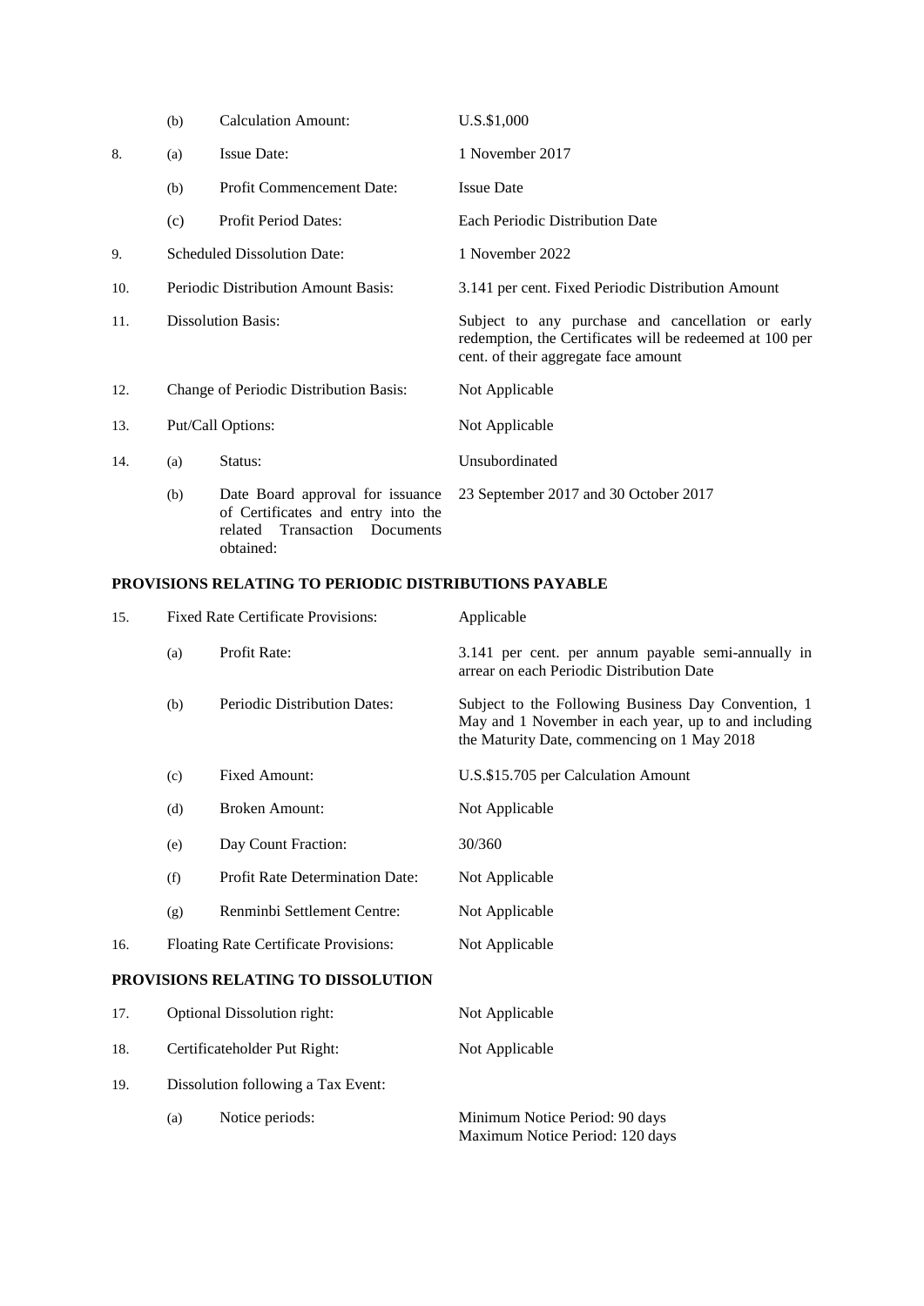| | | | |
|---|---|---|---|
| | (b) | Calculation Amount: | U.S.$1,000 |
| 8. | (a) | Issue Date: | 1 November 2017 |
| | (b) | Profit Commencement Date: | Issue Date |
| | (c) | Profit Period Dates: | Each Periodic Distribution Date |
| 9. | Scheduled Dissolution Date: | | 1 November 2022 |
| 10. | Periodic Distribution Amount Basis: | | 3.141 per cent. Fixed Periodic Distribution Amount |
| 11. | Dissolution Basis: | | Subject to any purchase and cancellation or early redemption, the Certificates will be redeemed at 100 per cent. of their aggregate face amount |
| 12. | Change of Periodic Distribution Basis: | | Not Applicable |
| 13. | Put/Call Options: | | Not Applicable |
| 14. | (a) | Status: | Unsubordinated |
| | (b) | Date Board approval for issuance of Certificates and entry into the related Transaction Documents obtained: | 23 September 2017 and 30 October 2017 |

**PROVISIONS RELATING TO PERIODIC DISTRIBUTIONS PAYABLE**

| | | | |
|---|---|---|---|
| 15. | Fixed Rate Certificate Provisions: | | Applicable |
| | (a) | Profit Rate: | 3.141 per cent. per annum payable semi-annually in arrear on each Periodic Distribution Date |
| | (b) | Periodic Distribution Dates: | Subject to the Following Business Day Convention, 1 May and 1 November in each year, up to and including the Maturity Date, commencing on 1 May 2018 |
| | (c) | Fixed Amount: | U.S.$15.705 per Calculation Amount |
| | (d) | Broken Amount: | Not Applicable |
| | (e) | Day Count Fraction: | 30/360 |
| | (f) | Profit Rate Determination Date: | Not Applicable |
| | (g) | Renminbi Settlement Centre: | Not Applicable |
| 16. | Floating Rate Certificate Provisions: | | Not Applicable |

**PROVISIONS RELATING TO DISSOLUTION**

| | | | |
|---|---|---|---|
| 17. | Optional Dissolution right: | | Not Applicable |
| 18. | Certificateholder Put Right: | | Not Applicable |
| 19. | Dissolution following a Tax Event: | | |
| | (a) | Notice periods: | Minimum Notice Period: 90 days<br>Maximum Notice Period: 120 days |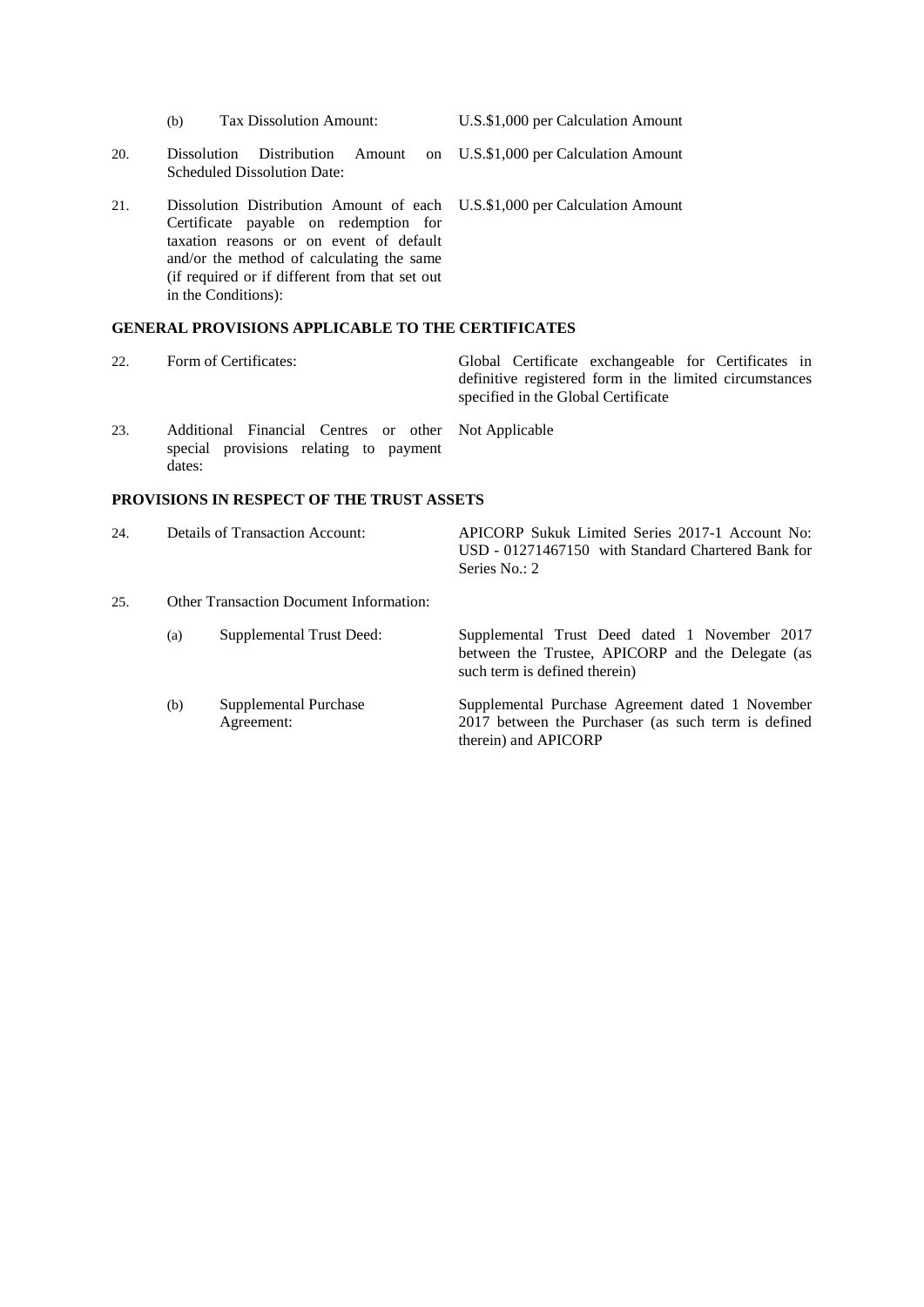| | | |
|---|---|---|
| | (b) Tax Dissolution Amount: | U.S.$1,000 per Calculation Amount |
| 20. | Dissolution Distribution Amount on Scheduled Dissolution Date: | U.S.$1,000 per Calculation Amount |
| 21. | Dissolution Distribution Amount of each Certificate payable on redemption for taxation reasons or on event of default and/or the method of calculating the same (if required or if different from that set out in the Conditions): | U.S.$1,000 per Calculation Amount |

## GENERAL PROVISIONS APPLICABLE TO THE CERTIFICATES

| | | |
|---|---|---|
| 22. | Form of Certificates: | Global Certificate exchangeable for Certificates in definitive registered form in the limited circumstances specified in the Global Certificate |
| 23. | Additional Financial Centres or other special provisions relating to payment dates: | Not Applicable |

## PROVISIONS IN RESPECT OF THE TRUST ASSETS

| | | |
|---|---|---|
| 24. | Details of Transaction Account: | APICORP Sukuk Limited Series 2017-1 Account No: USD - 01271467150 with Standard Chartered Bank for Series No.: 2 |
| 25. | Other Transaction Document Information: | |
| | (a) Supplemental Trust Deed: | Supplemental Trust Deed dated 1 November 2017 between the Trustee, APICORP and the Delegate (as such term is defined therein) |
| | (b) Supplemental Purchase Agreement: | Supplemental Purchase Agreement dated 1 November 2017 between the Purchaser (as such term is defined therein) and APICORP |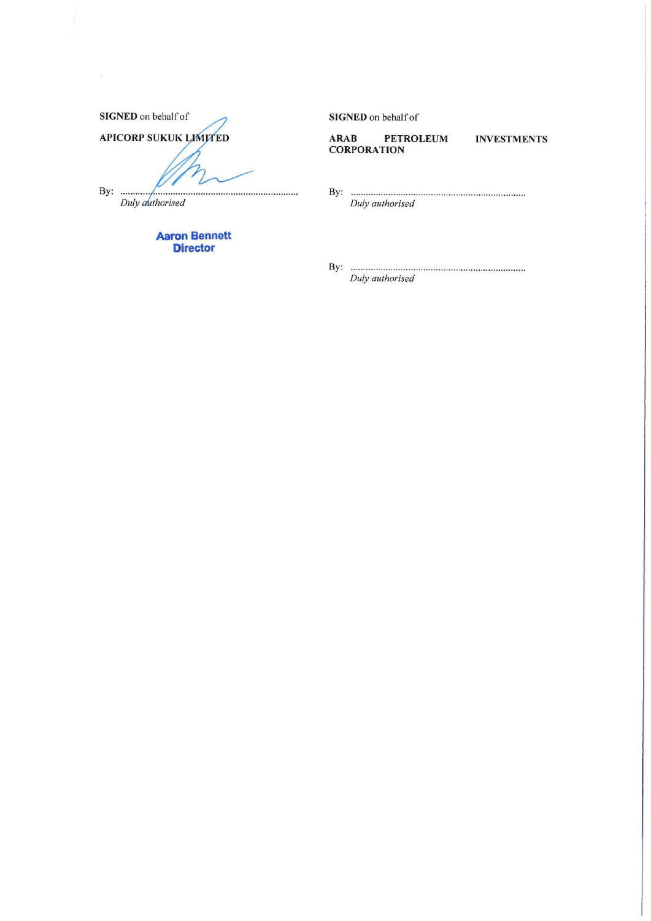**SIGNED** on behalf of

**APICORP SUKUK LIMITED**

By: ..........................................................................

*Duly authorised*

**Aaron Bennett**
**Director**

**SIGNED** on behalf of

**ARAB PETROLEUM INVESTMENTS CORPORATION**

By: ..........................................................................

*Duly authorised*

By: ..........................................................................

*Duly authorised*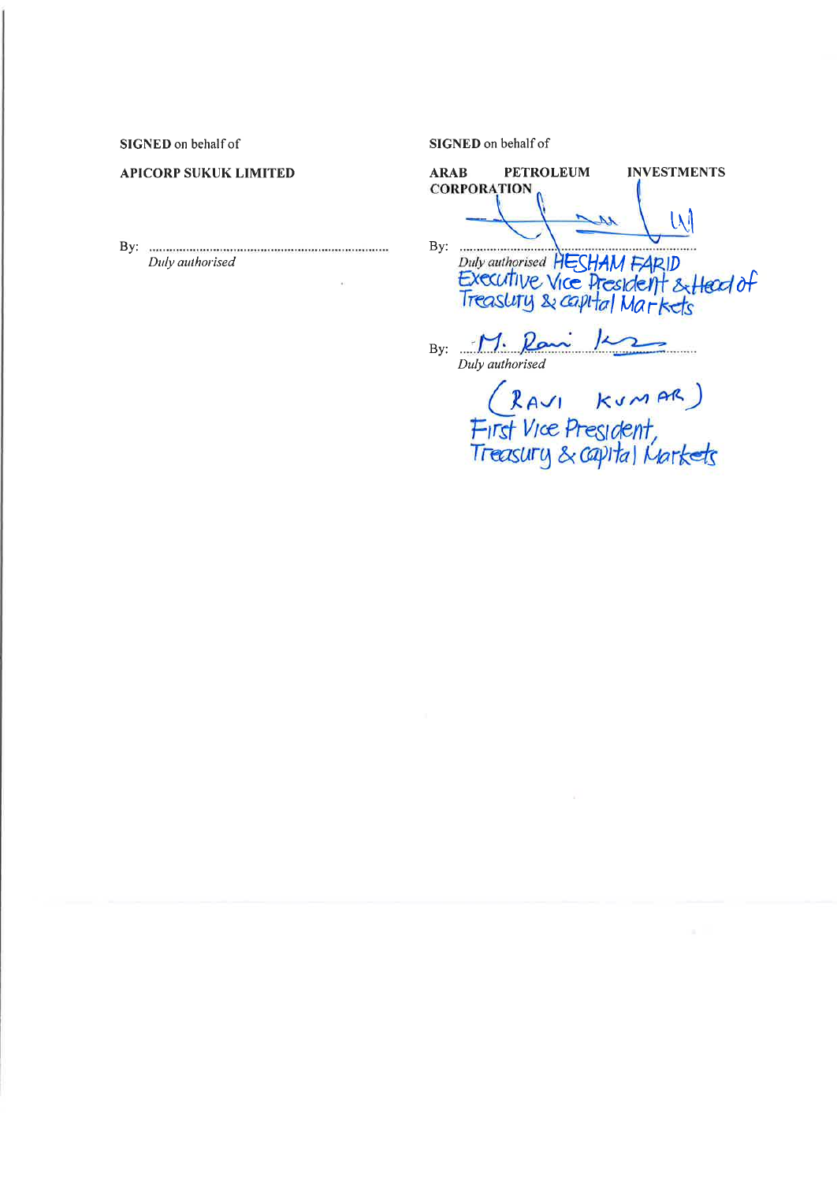**SIGNED** on behalf of

**APICORP SUKUK LIMITED**

By: ..........................................................................
*Duly authorised*

**SIGNED** on behalf of

**ARAB PETROLEUM INVESTMENTS CORPORATION**

By: ..........................................................................
*Duly authorised* HESHAM FARID
Executive Vice President & Head of
Treasury & capital Markets

By: M. Ravi Kumar
*Duly authorised*

(RAVI KUMAR)
First Vice President,
Treasury & capital Markets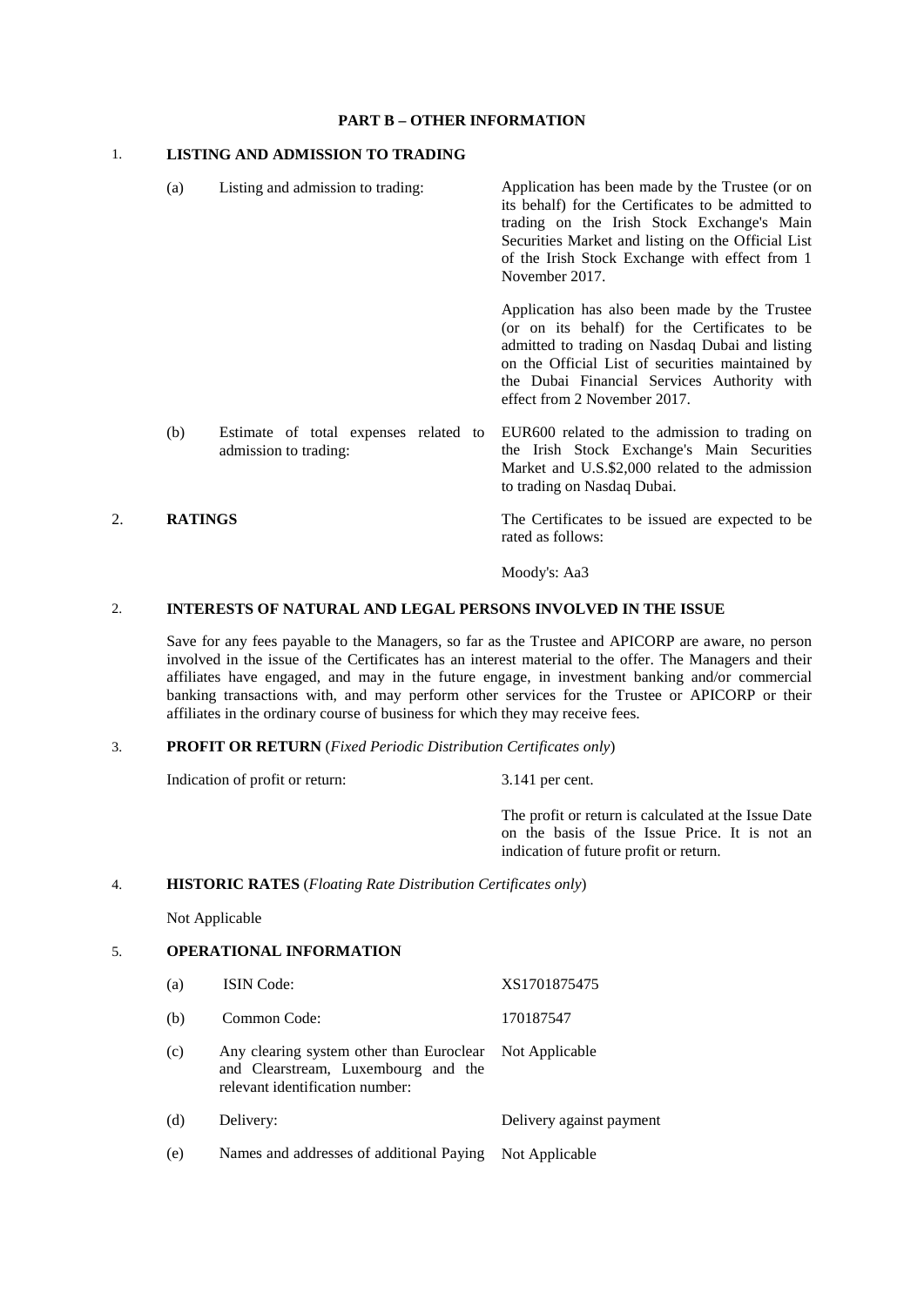**PART B – OTHER INFORMATION**

1. **LISTING AND ADMISSION TO TRADING**

| | | |
|---|---|---|
| (a) | Listing and admission to trading: | Application has been made by the Trustee (or on its behalf) for the Certificates to be admitted to trading on the Irish Stock Exchange's Main Securities Market and listing on the Official List of the Irish Stock Exchange with effect from 1 November 2017.<br><br>Application has also been made by the Trustee (or on its behalf) for the Certificates to be admitted to trading on Nasdaq Dubai and listing on the Official List of securities maintained by the Dubai Financial Services Authority with effect from 2 November 2017. |
| (b) | Estimate of total expenses related to admission to trading: | EUR600 related to the admission to trading on the Irish Stock Exchange's Main Securities Market and U.S.$2,000 related to the admission to trading on Nasdaq Dubai. |

2. **RATINGS**

The Certificates to be issued are expected to be rated as follows:

Moody's: Aa3

2. **INTERESTS OF NATURAL AND LEGAL PERSONS INVOLVED IN THE ISSUE**

Save for any fees payable to the Managers, so far as the Trustee and APICORP are aware, no person involved in the issue of the Certificates has an interest material to the offer. The Managers and their affiliates have engaged, and may in the future engage, in investment banking and/or commercial banking transactions with, and may perform other services for the Trustee or APICORP or their affiliates in the ordinary course of business for which they may receive fees.

3. **PROFIT OR RETURN** (*Fixed Periodic Distribution Certificates only*)

| | |
|---|---|
| Indication of profit or return: | 3.141 per cent.<br><br>The profit or return is calculated at the Issue Date on the basis of the Issue Price. It is not an indication of future profit or return. |

4. **HISTORIC RATES** (*Floating Rate Distribution Certificates only*)

Not Applicable

5. **OPERATIONAL INFORMATION**

| | | |
|---|---|---|
| (a) | ISIN Code: | XS1701875475 |
| (b) | Common Code: | 170187547 |
| (c) | Any clearing system other than Euroclear and Clearstream, Luxembourg and the relevant identification number: | Not Applicable |
| (d) | Delivery: | Delivery against payment |
| (e) | Names and addresses of additional Paying | Not Applicable |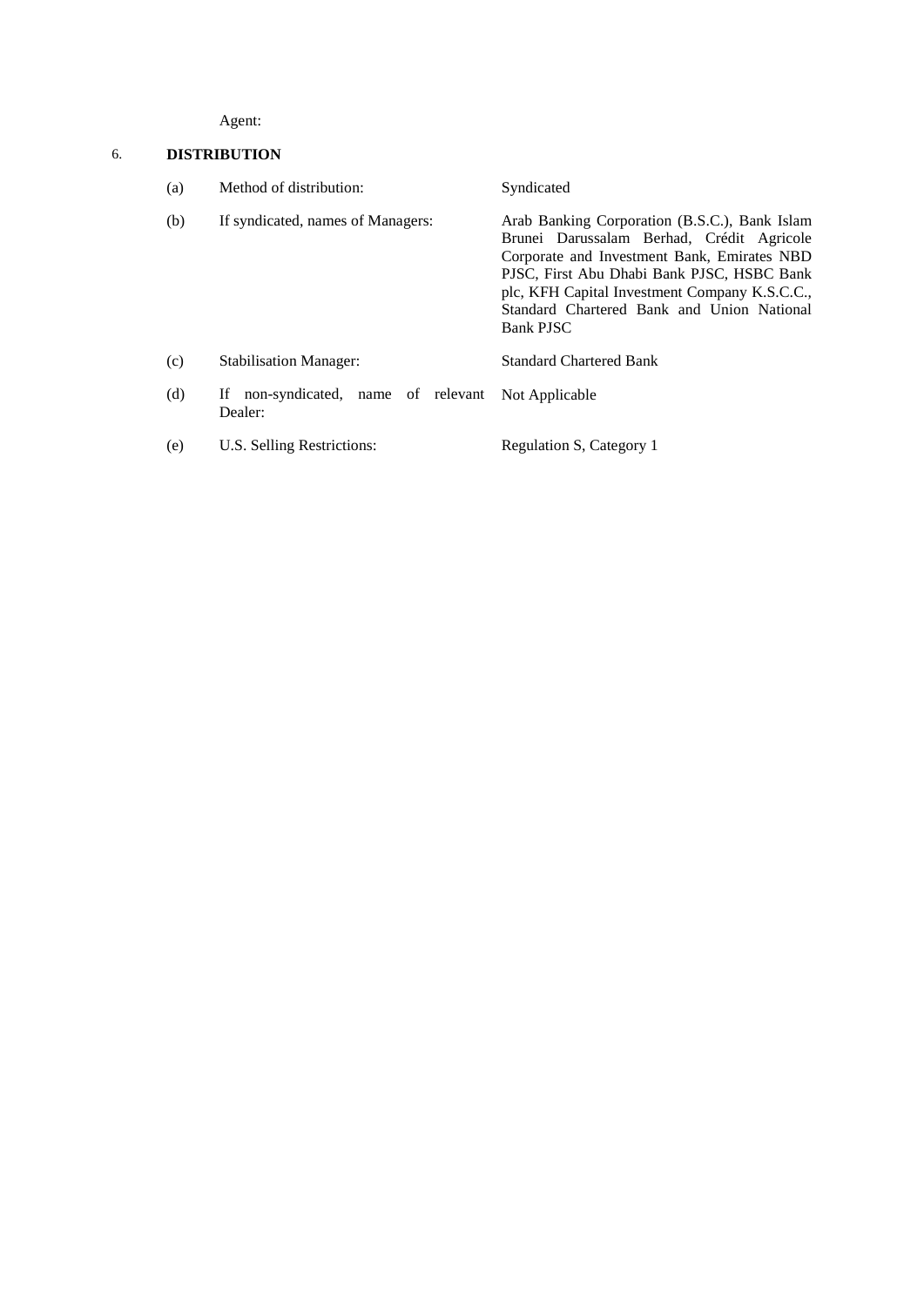Agent:

6. **DISTRIBUTION**

| | | |
|---|---|---|
| (a) | Method of distribution: | Syndicated |
| (b) | If syndicated, names of Managers: | Arab Banking Corporation (B.S.C.), Bank Islam Brunei Darussalam Berhad, Crédit Agricole Corporate and Investment Bank, Emirates NBD PJSC, First Abu Dhabi Bank PJSC, HSBC Bank plc, KFH Capital Investment Company K.S.C.C., Standard Chartered Bank and Union National Bank PJSC |
| (c) | Stabilisation Manager: | Standard Chartered Bank |
| (d) | If non-syndicated, name of relevant Dealer: | Not Applicable |
| (e) | U.S. Selling Restrictions: | Regulation S, Category 1 |